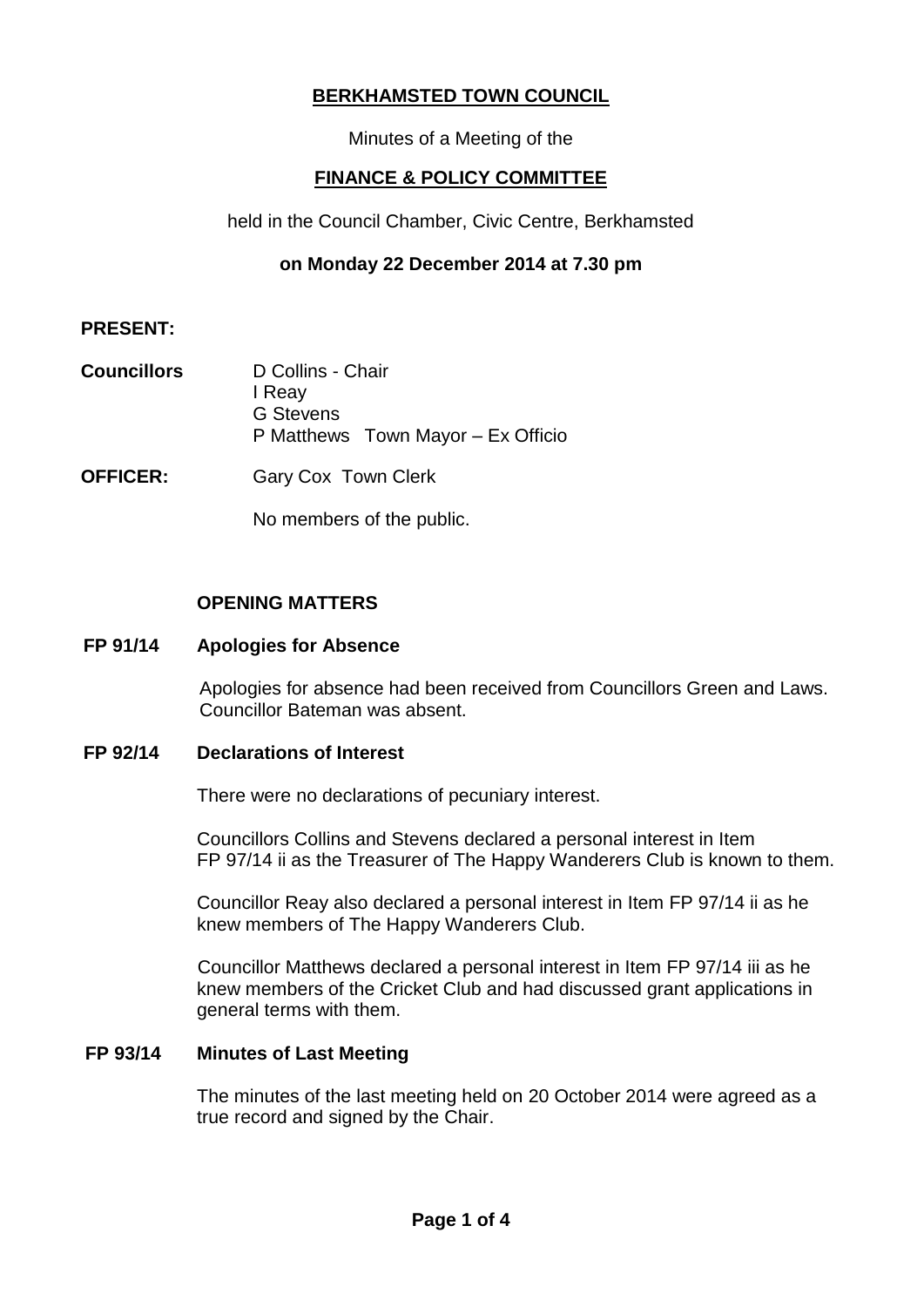# BERKHAMSTED TOWN COUNCIL

Minutes of a Meeting of the

## FINANCE & POLICY COMMITTEE

held in the Council Chamber, Civic Centre, Berkhamsted

**on Monday 22 December 2014 at 7.30 pm**

**PRESENT:**

**Councillors**
D Collins - Chair
I Reay
G Stevens
P Matthews Town Mayor – Ex Officio

**OFFICER:** Gary Cox Town Clerk

No members of the public.

### OPENING MATTERS

**FP 91/14 Apologies for Absence**

Apologies for absence had been received from Councillors Green and Laws. Councillor Bateman was absent.

**FP 92/14 Declarations of Interest**

There were no declarations of pecuniary interest.

Councillors Collins and Stevens declared a personal interest in Item FP 97/14 ii as the Treasurer of The Happy Wanderers Club is known to them.

Councillor Reay also declared a personal interest in Item FP 97/14 ii as he knew members of The Happy Wanderers Club.

Councillor Matthews declared a personal interest in Item FP 97/14 iii as he knew members of the Cricket Club and had discussed grant applications in general terms with them.

**FP 93/14 Minutes of Last Meeting**

The minutes of the last meeting held on 20 October 2014 were agreed as a true record and signed by the Chair.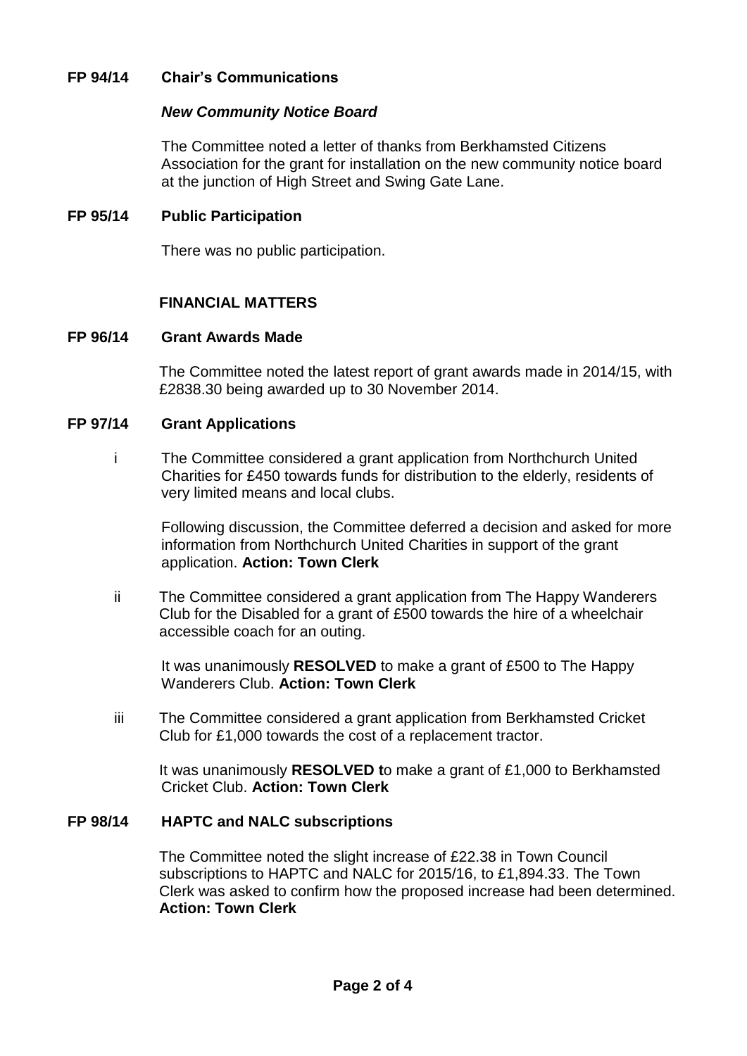**FP 94/14 Chair's Communications**

***New Community Notice Board***

The Committee noted a letter of thanks from Berkhamsted Citizens Association for the grant for installation on the new community notice board at the junction of High Street and Swing Gate Lane.

**FP 95/14 Public Participation**

There was no public participation.

**FINANCIAL MATTERS**

**FP 96/14 Grant Awards Made**

The Committee noted the latest report of grant awards made in 2014/15, with £2838.30 being awarded up to 30 November 2014.

**FP 97/14 Grant Applications**

i The Committee considered a grant application from Northchurch United Charities for £450 towards funds for distribution to the elderly, residents of very limited means and local clubs.

Following discussion, the Committee deferred a decision and asked for more information from Northchurch United Charities in support of the grant application. **Action: Town Clerk**

ii The Committee considered a grant application from The Happy Wanderers Club for the Disabled for a grant of £500 towards the hire of a wheelchair accessible coach for an outing.

It was unanimously **RESOLVED** to make a grant of £500 to The Happy Wanderers Club. **Action: Town Clerk**

iii The Committee considered a grant application from Berkhamsted Cricket Club for £1,000 towards the cost of a replacement tractor.

It was unanimously **RESOLVED t**o make a grant of £1,000 to Berkhamsted Cricket Club. **Action: Town Clerk**

**FP 98/14 HAPTC and NALC subscriptions**

The Committee noted the slight increase of £22.38 in Town Council subscriptions to HAPTC and NALC for 2015/16, to £1,894.33. The Town Clerk was asked to confirm how the proposed increase had been determined. **Action: Town Clerk**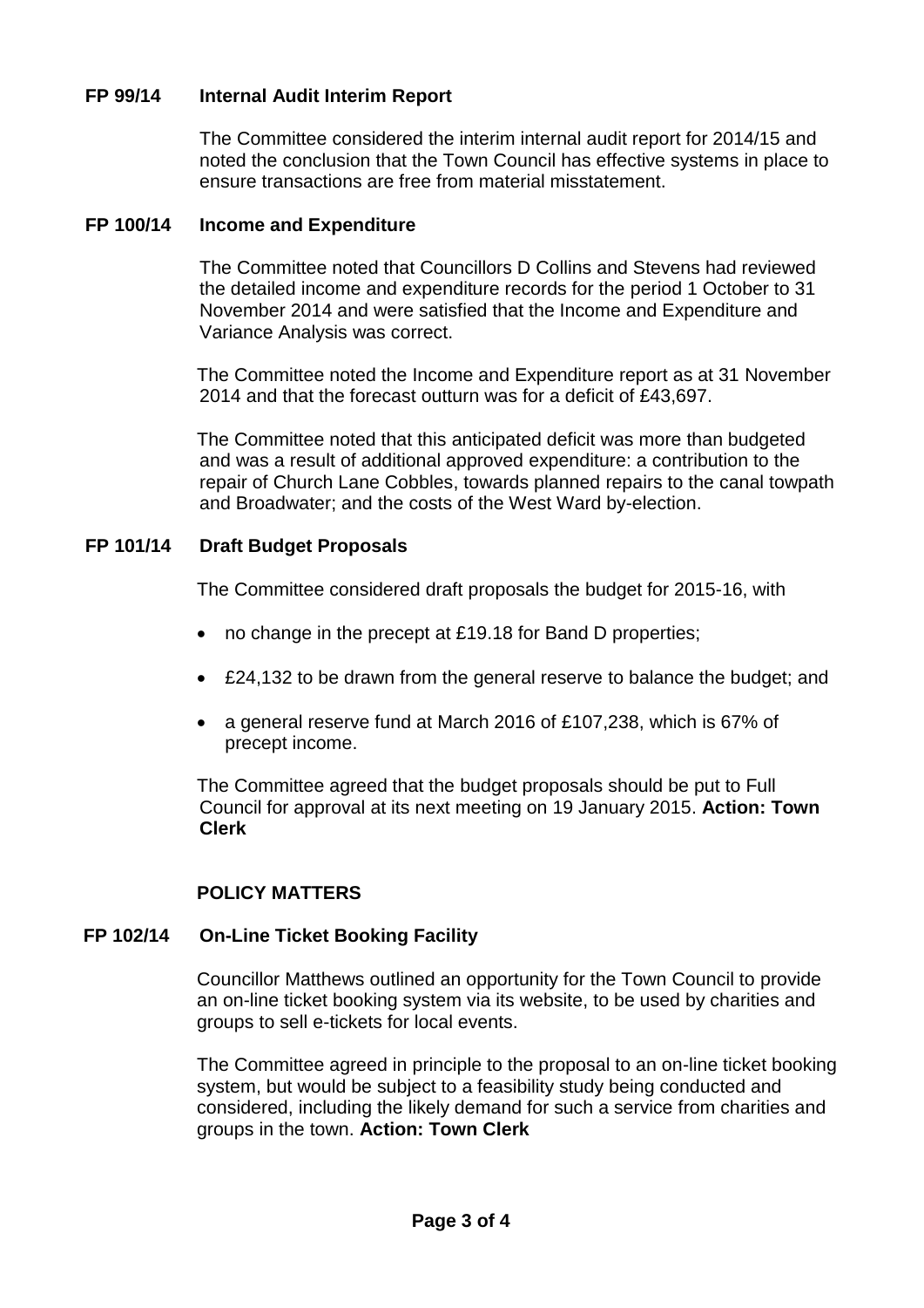### FP 99/14 Internal Audit Interim Report

The Committee considered the interim internal audit report for 2014/15 and noted the conclusion that the Town Council has effective systems in place to ensure transactions are free from material misstatement.

### FP 100/14 Income and Expenditure

The Committee noted that Councillors D Collins and Stevens had reviewed the detailed income and expenditure records for the period 1 October to 31 November 2014 and were satisfied that the Income and Expenditure and Variance Analysis was correct.

The Committee noted the Income and Expenditure report as at 31 November 2014 and that the forecast outturn was for a deficit of £43,697.

The Committee noted that this anticipated deficit was more than budgeted and was a result of additional approved expenditure: a contribution to the repair of Church Lane Cobbles, towards planned repairs to the canal towpath and Broadwater; and the costs of the West Ward by-election.

### FP 101/14 Draft Budget Proposals

The Committee considered draft proposals the budget for 2015-16, with

- no change in the precept at £19.18 for Band D properties;
- £24,132 to be drawn from the general reserve to balance the budget; and
- a general reserve fund at March 2016 of £107,238, which is 67% of precept income.

The Committee agreed that the budget proposals should be put to Full Council for approval at its next meeting on 19 January 2015. **Action: Town Clerk**

## POLICY MATTERS

### FP 102/14 On-Line Ticket Booking Facility

Councillor Matthews outlined an opportunity for the Town Council to provide an on-line ticket booking system via its website, to be used by charities and groups to sell e-tickets for local events.

The Committee agreed in principle to the proposal to an on-line ticket booking system, but would be subject to a feasibility study being conducted and considered, including the likely demand for such a service from charities and groups in the town. **Action: Town Clerk**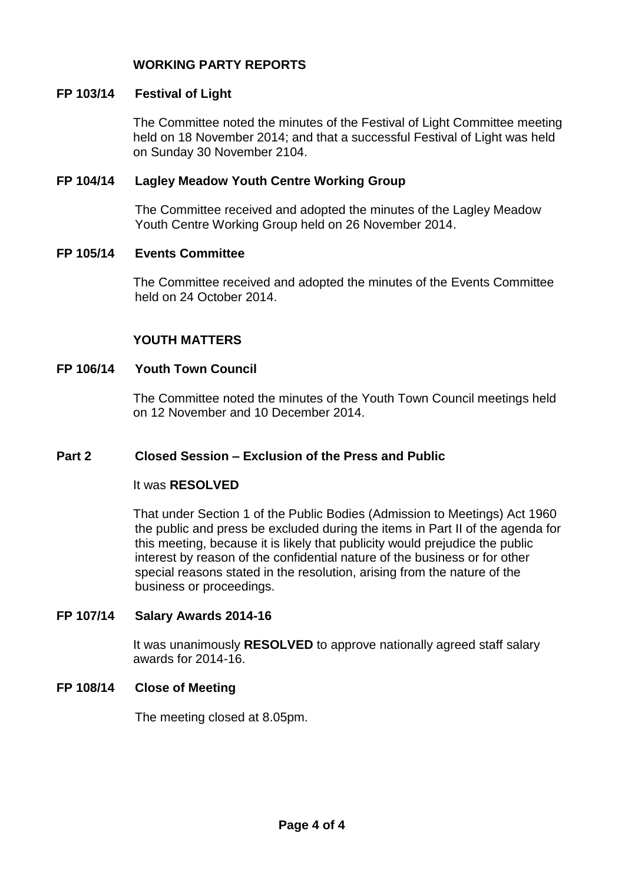## WORKING PARTY REPORTS

**FP 103/14 Festival of Light**

The Committee noted the minutes of the Festival of Light Committee meeting held on 18 November 2014; and that a successful Festival of Light was held on Sunday 30 November 2104.

**FP 104/14 Lagley Meadow Youth Centre Working Group**

The Committee received and adopted the minutes of the Lagley Meadow Youth Centre Working Group held on 26 November 2014.

**FP 105/14 Events Committee**

The Committee received and adopted the minutes of the Events Committee held on 24 October 2014.

## YOUTH MATTERS

**FP 106/14 Youth Town Council**

The Committee noted the minutes of the Youth Town Council meetings held on 12 November and 10 December 2014.

**Part 2 Closed Session – Exclusion of the Press and Public**

It was **RESOLVED**

That under Section 1 of the Public Bodies (Admission to Meetings) Act 1960 the public and press be excluded during the items in Part II of the agenda for this meeting, because it is likely that publicity would prejudice the public interest by reason of the confidential nature of the business or for other special reasons stated in the resolution, arising from the nature of the business or proceedings.

**FP 107/14 Salary Awards 2014-16**

It was unanimously **RESOLVED** to approve nationally agreed staff salary awards for 2014-16.

**FP 108/14 Close of Meeting**

The meeting closed at 8.05pm.